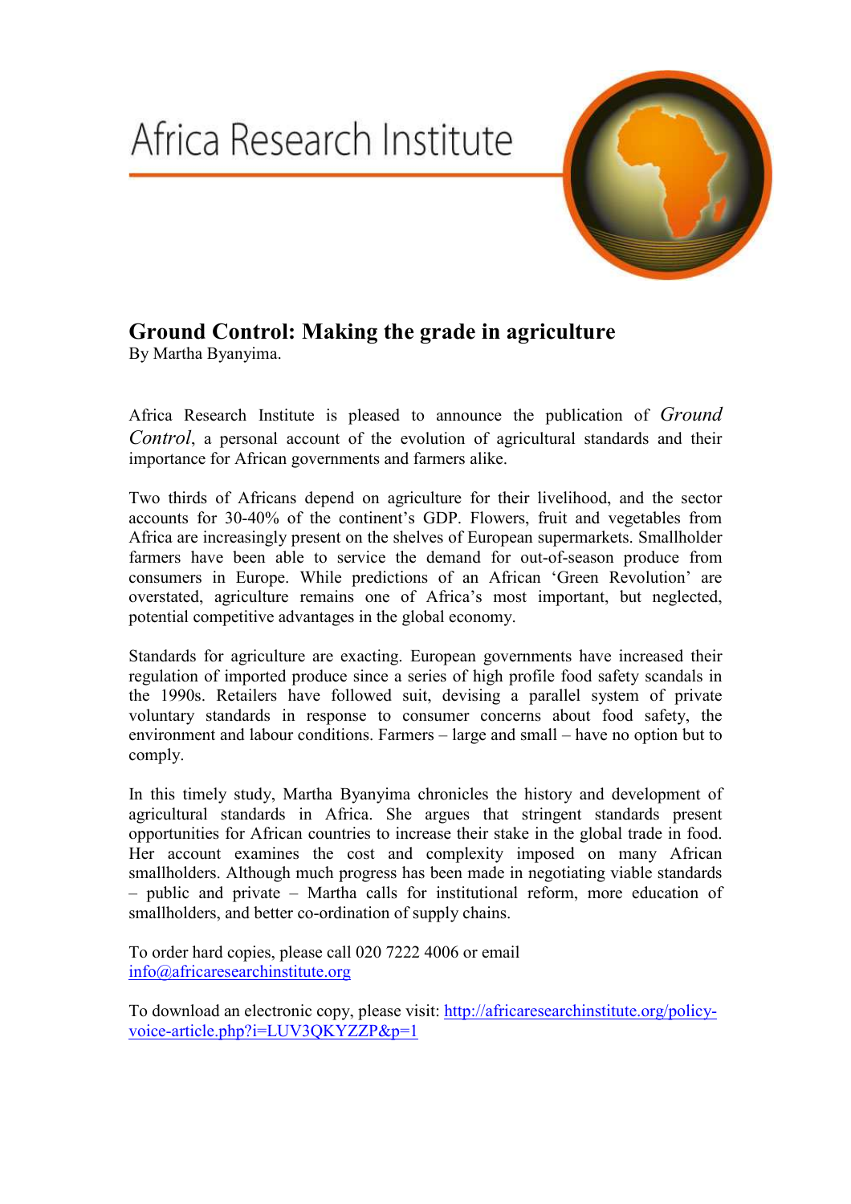Africa Research Institute

# Ground Control: Making the grade in agriculture

By Martha Byanyima.

Africa Research Institute is pleased to announce the publication of *Ground Control*, a personal account of the evolution of agricultural standards and their importance for African governments and farmers alike.

Two thirds of Africans depend on agriculture for their livelihood, and the sector accounts for 30-40% of the continent's GDP. Flowers, fruit and vegetables from Africa are increasingly present on the shelves of European supermarkets. Smallholder farmers have been able to service the demand for out-of-season produce from consumers in Europe. While predictions of an African 'Green Revolution' are overstated, agriculture remains one of Africa's most important, but neglected, potential competitive advantages in the global economy.

Standards for agriculture are exacting. European governments have increased their regulation of imported produce since a series of high profile food safety scandals in the 1990s. Retailers have followed suit, devising a parallel system of private voluntary standards in response to consumer concerns about food safety, the environment and labour conditions. Farmers – large and small – have no option but to comply.

In this timely study, Martha Byanyima chronicles the history and development of agricultural standards in Africa. She argues that stringent standards present opportunities for African countries to increase their stake in the global trade in food. Her account examines the cost and complexity imposed on many African smallholders. Although much progress has been made in negotiating viable standards – public and private – Martha calls for institutional reform, more education of smallholders, and better co-ordination of supply chains.

To order hard copies, please call 020 7222 4006 or email info@africaresearchinstitute.org

To download an electronic copy, please visit: http://africaresearchinstitute.org/policy-voice-article.php?i=LUV3QKYZZP&p=1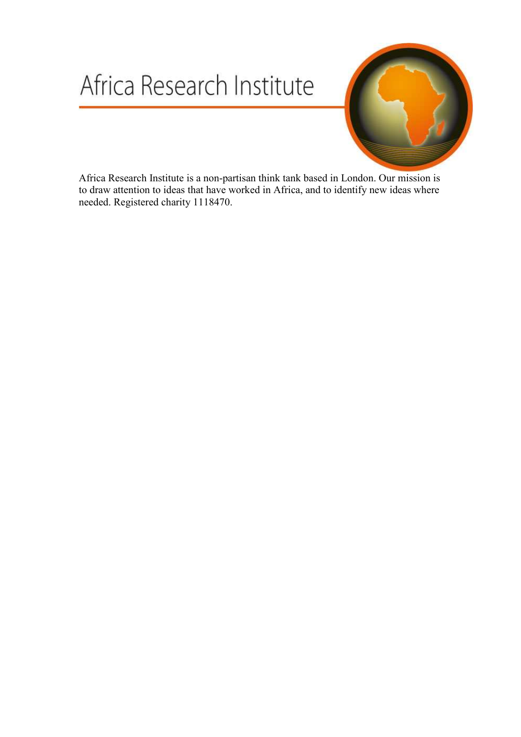# Africa Research Institute

Africa Research Institute is a non-partisan think tank based in London. Our mission is to draw attention to ideas that have worked in Africa, and to identify new ideas where needed. Registered charity 1118470.